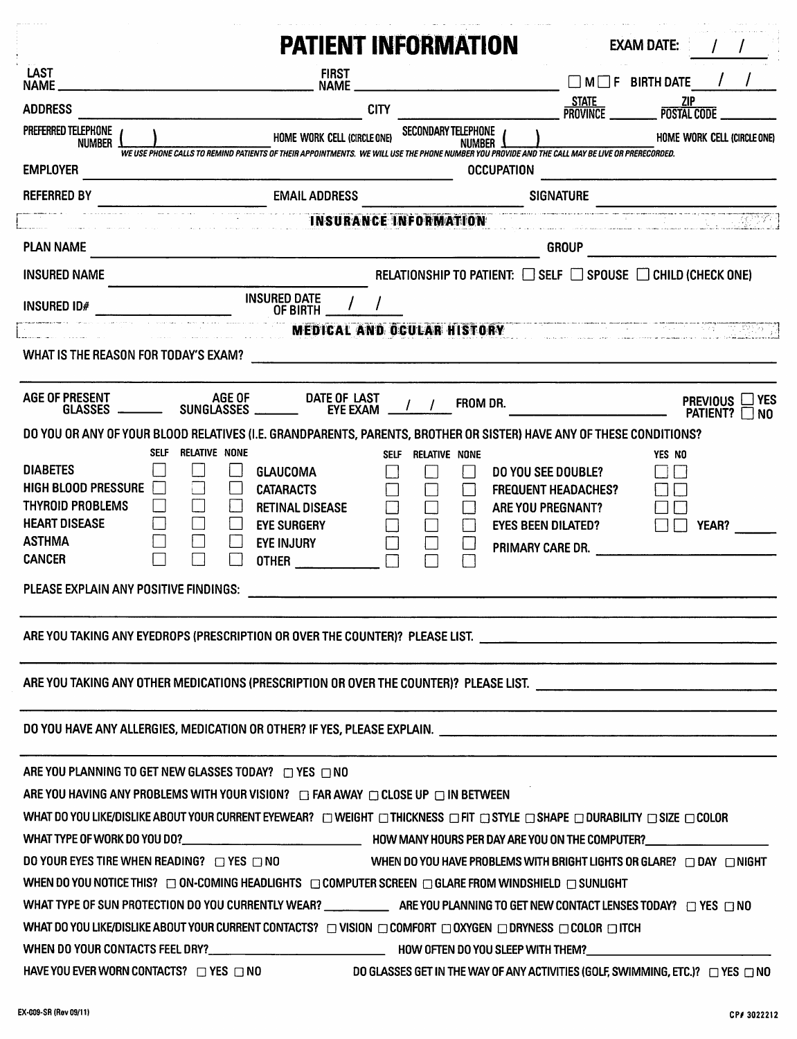# PATIENT INFORMATION

EXAM DATE: ___ / ___ / ___

LAST NAME ____________________ FIRST NAME ____________________ ☐ M ☐ F BIRTH DATE ___ / ___ / ___

ADDRESS ____________________ CITY ____________________ STATE PROVINCE ________ ZIP POSTAL CODE ________

PREFERRED TELEPHONE NUMBER ( ) ____________ HOME WORK CELL (CIRCLE ONE) SECONDARY TELEPHONE NUMBER ( ) ____________ HOME WORK CELL (CIRCLE ONE)

*WE USE PHONE CALLS TO REMIND PATIENTS OF THEIR APPOINTMENTS. WE WILL USE THE PHONE NUMBER YOU PROVIDE AND THE CALL MAY BE LIVE OR PRERECORDED.*

EMPLOYER ____________________ OCCUPATION ____________________

REFERRED BY ____________________ EMAIL ADDRESS ____________________ SIGNATURE ____________________

## INSURANCE INFORMATION

PLAN NAME ____________________ GROUP ____________________

INSURED NAME ____________________ RELATIONSHIP TO PATIENT: ☐ SELF ☐ SPOUSE ☐ CHILD (CHECK ONE)

INSURED ID# ____________________ INSURED DATE OF BIRTH ___ / ___ / ___

## MEDICAL AND OCULAR HISTORY

WHAT IS THE REASON FOR TODAY'S EXAM? ____________________

AGE OF PRESENT GLASSES ________ AGE OF SUNGLASSES ________ DATE OF LAST EYE EXAM ___ / ___ / ___ FROM DR. ____________________ PREVIOUS PATIENT? ☐ YES ☐ NO

DO YOU OR ANY OF YOUR BLOOD RELATIVES (I.E. GRANDPARENTS, PARENTS, BROTHER OR SISTER) HAVE ANY OF THESE CONDITIONS?

| | SELF | RELATIVE | NONE | | SELF | RELATIVE | NONE | | YES | NO | |
|---|---|---|---|---|---|---|---|---|---|---|---|
| DIABETES | ☐ | ☐ | ☐ | GLAUCOMA | ☐ | ☐ | ☐ | DO YOU SEE DOUBLE? | ☐ | ☐ | |
| HIGH BLOOD PRESSURE | ☐ | ☐ | ☐ | CATARACTS | ☐ | ☐ | ☐ | FREQUENT HEADACHES? | ☐ | ☐ | |
| THYROID PROBLEMS | ☐ | ☐ | ☐ | RETINAL DISEASE | ☐ | ☐ | ☐ | ARE YOU PREGNANT? | ☐ | ☐ | |
| HEART DISEASE | ☐ | ☐ | ☐ | EYE SURGERY | ☐ | ☐ | ☐ | EYES BEEN DILATED? | ☐ | ☐ | YEAR? ______ |
| ASTHMA | ☐ | ☐ | ☐ | EYE INJURY | ☐ | ☐ | ☐ | PRIMARY CARE DR. ____________ | | | |
| CANCER | ☐ | ☐ | ☐ | OTHER ________ | ☐ | ☐ | ☐ | | | | |

PLEASE EXPLAIN ANY POSITIVE FINDINGS: ____________________

ARE YOU TAKING ANY EYEDROPS (PRESCRIPTION OR OVER THE COUNTER)? PLEASE LIST. ____________________

ARE YOU TAKING ANY OTHER MEDICATIONS (PRESCRIPTION OR OVER THE COUNTER)? PLEASE LIST. ____________________

DO YOU HAVE ANY ALLERGIES, MEDICATION OR OTHER? IF YES, PLEASE EXPLAIN. ____________________

ARE YOU PLANNING TO GET NEW GLASSES TODAY? ☐ YES ☐ NO

ARE YOU HAVING ANY PROBLEMS WITH YOUR VISION? ☐ FAR AWAY ☐ CLOSE UP ☐ IN BETWEEN

WHAT DO YOU LIKE/DISLIKE ABOUT YOUR CURRENT EYEWEAR? ☐ WEIGHT ☐ THICKNESS ☐ FIT ☐ STYLE ☐ SHAPE ☐ DURABILITY ☐ SIZE ☐ COLOR

WHAT TYPE OF WORK DO YOU DO? ____________________ HOW MANY HOURS PER DAY ARE YOU ON THE COMPUTER? ____________

DO YOUR EYES TIRE WHEN READING? ☐ YES ☐ NO WHEN DO YOU HAVE PROBLEMS WITH BRIGHT LIGHTS OR GLARE? ☐ DAY ☐ NIGHT

WHEN DO YOU NOTICE THIS? ☐ ON-COMING HEADLIGHTS ☐ COMPUTER SCREEN ☐ GLARE FROM WINDSHIELD ☐ SUNLIGHT

WHAT TYPE OF SUN PROTECTION DO YOU CURRENTLY WEAR? ____________ ARE YOU PLANNING TO GET NEW CONTACT LENSES TODAY? ☐ YES ☐ NO

WHAT DO YOU LIKE/DISLIKE ABOUT YOUR CURRENT CONTACTS? ☐ VISION ☐ COMFORT ☐ OXYGEN ☐ DRYNESS ☐ COLOR ☐ ITCH

WHEN DO YOUR CONTACTS FEEL DRY? ____________________ HOW OFTEN DO YOU SLEEP WITH THEM? ____________________

HAVE YOU EVER WORN CONTACTS? ☐ YES ☐ NO DO GLASSES GET IN THE WAY OF ANY ACTIVITIES (GOLF, SWIMMING, ETC.)? ☐ YES ☐ NO

EX-009-SR (Rev 09/11) CP# 3022212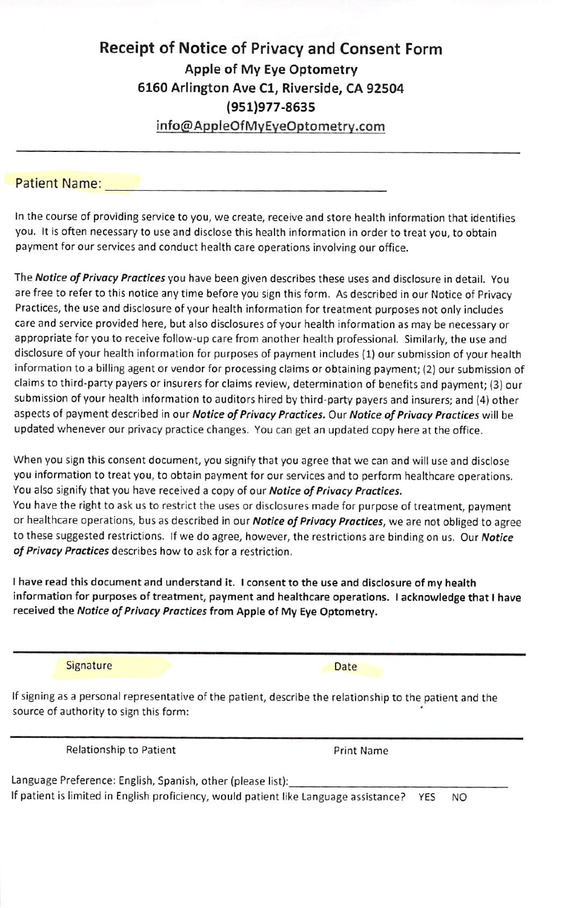# Receipt of Notice of Privacy and Consent Form

**Apple of My Eye Optometry**
**6160 Arlington Ave C1, Riverside, CA 92504**
**(951)977-8635**
**info@AppleOfMyEyeOptometry.com**

---

Patient Name: ______________________________________

In the course of providing service to you, we create, receive and store health information that identifies you. It is often necessary to use and disclose this health information in order to treat you, to obtain payment for our services and conduct health care operations involving our office.

The ***Notice of Privacy Practices*** you have been given describes these uses and disclosure in detail. You are free to refer to this notice any time before you sign this form. As described in our Notice of Privacy Practices, the use and disclosure of your health information for treatment purposes not only includes care and service provided here, but also disclosures of your health information as may be necessary or appropriate for you to receive follow-up care from another health professional. Similarly, the use and disclosure of your health information for purposes of payment includes (1) our submission of your health information to a billing agent or vendor for processing claims or obtaining payment; (2) our submission of claims to third-party payers or insurers for claims review, determination of benefits and payment; (3) our submission of your health information to auditors hired by third-party payers and insurers; and (4) other aspects of payment described in our ***Notice of Privacy Practices.*** Our ***Notice of Privacy Practices*** will be updated whenever our privacy practice changes. You can get an updated copy here at the office.

When you sign this consent document, you signify that you agree that we can and will use and disclose you information to treat you, to obtain payment for our services and to perform healthcare operations. You also signify that you have received a copy of our ***Notice of Privacy Practices.***
You have the right to ask us to restrict the uses or disclosures made for purpose of treatment, payment or healthcare operations, bus as described in our ***Notice of Privacy Practices***, we are not obliged to agree to these suggested restrictions. If we do agree, however, the restrictions are binding on us. Our ***Notice of Privacy Practices*** describes how to ask for a restriction.

**I have read this document and understand it. I consent to the use and disclosure of my health information for purposes of treatment, payment and healthcare operations. I acknowledge that I have received the *Notice of Privacy Practices* from Apple of My Eye Optometry.**

---

Signature Date

If signing as a personal representative of the patient, describe the relationship to the patient and the source of authority to sign this form:

---

Relationship to Patient Print Name

Language Preference: English, Spanish, other (please list):______________________________

If patient is limited in English proficiency, would patient like Language assistance? YES NO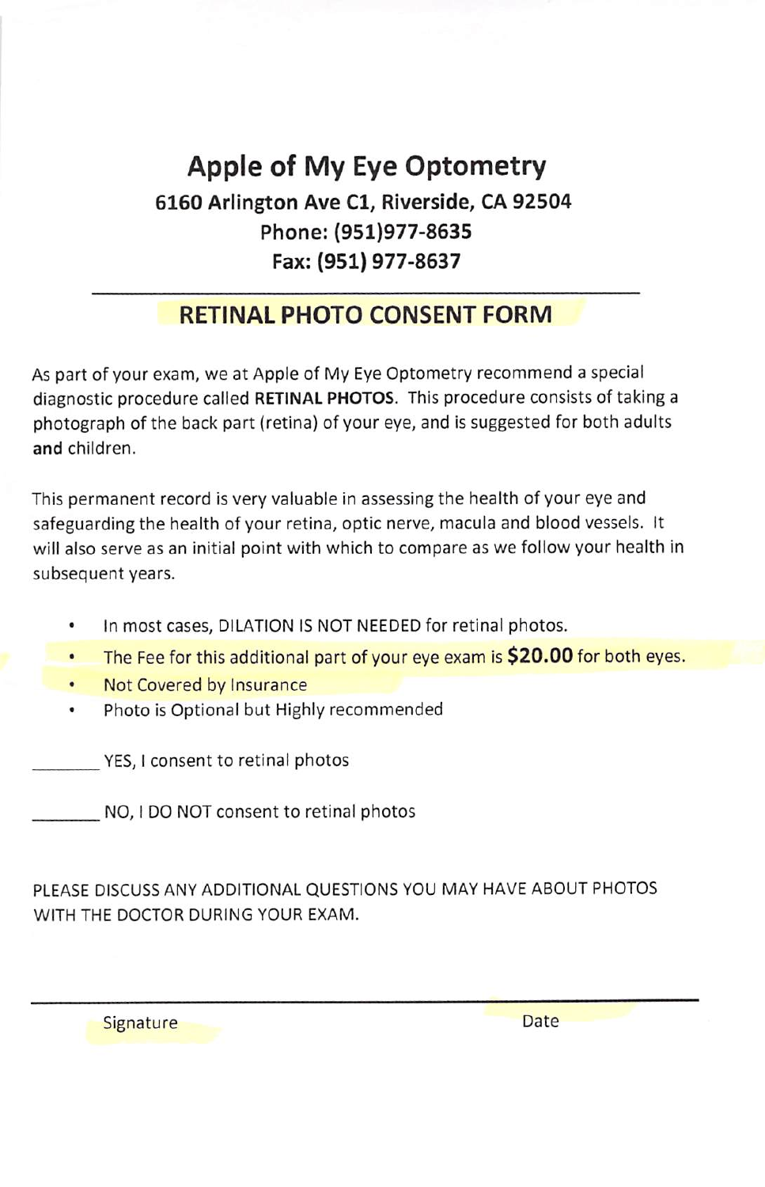# Apple of My Eye Optometry

**6160 Arlington Ave C1, Riverside, CA 92504**
**Phone: (951)977-8635**
**Fax: (951) 977-8637**

---

## RETINAL PHOTO CONSENT FORM

As part of your exam, we at Apple of My Eye Optometry recommend a special diagnostic procedure called **RETINAL PHOTOS**. This procedure consists of taking a photograph of the back part (retina) of your eye, and is suggested for both adults **and** children.

This permanent record is very valuable in assessing the health of your eye and safeguarding the health of your retina, optic nerve, macula and blood vessels. It will also serve as an initial point with which to compare as we follow your health in subsequent years.

- In most cases, DILATION IS NOT NEEDED for retinal photos.
- The Fee for this additional part of your eye exam is **$20.00** for both eyes.
- Not Covered by Insurance
- Photo is Optional but Highly recommended

________ YES, I consent to retinal photos

________ NO, I DO NOT consent to retinal photos

PLEASE DISCUSS ANY ADDITIONAL QUESTIONS YOU MAY HAVE ABOUT PHOTOS WITH THE DOCTOR DURING YOUR EXAM.

_______________________________________________________________

Signature                                                                                    Date